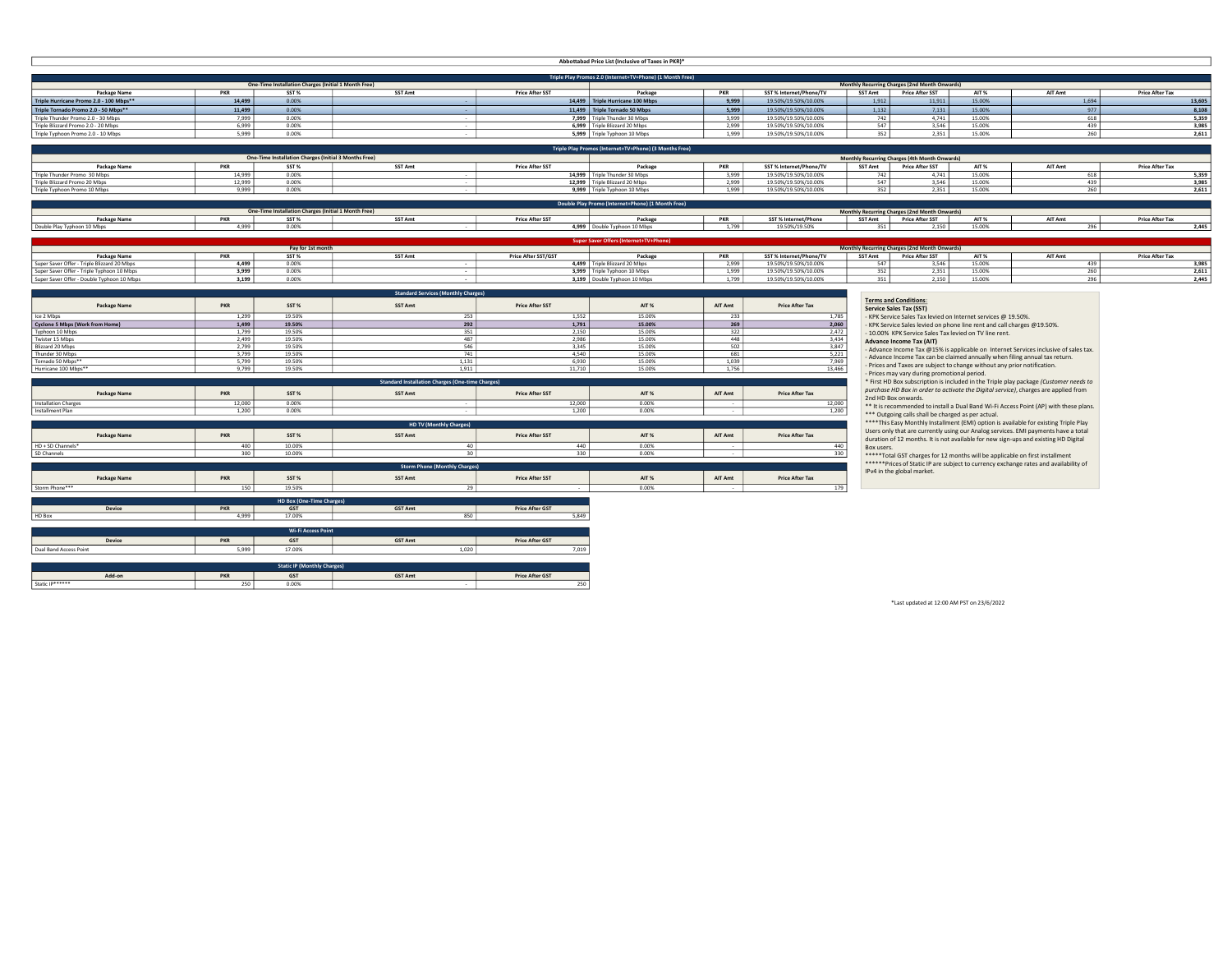# Abbottabad Price List (Inclusive of Taxes in PKR)*

## Triple Play Promos 2.0 (Internet+TV+Phone) (1 Month Free)

| One-Time Installation Charges (Initial 1 Month Free) | | | | | Monthly Recurring Charges (2nd Month Onwards) | | | | | | | |
|---|---|---|---|---|---|---|---|---|---|---|---|---|
| Package Name | PKR | SST % | SST Amt | Price After SST | Package | PKR | SST % Internet/Phone/TV | SST Amt | Price After SST | AIT % | AIT Amt | Price After Tax |
| **Triple Hurricane Promo 2.0 - 100 Mbps**** | **14,499** | 0.00% | - | **14,499** | **Triple Hurricane 100 Mbps** | **9,999** | 19.50%/19.50%/10.00% | 1,912 | 11,911 | 15.00% | 1,694 | **13,605** |
| **Triple Tornado Promo 2.0 - 50 Mbps**** | **11,499** | 0.00% | - | **11,499** | **Triple Tornado 50 Mbps** | **5,999** | 19.50%/19.50%/10.00% | 1,132 | 7,131 | 15.00% | 977 | **8,108** |
| Triple Thunder Promo 2.0 - 30 Mbps | 7,999 | 0.00% | - | **7,999** | Triple Thunder 30 Mbps | 3,999 | 19.50%/19.50%/10.00% | 742 | 4,741 | 15.00% | 618 | **5,359** |
| Triple Blizzard Promo 2.0 - 20 Mbps | 6,999 | 0.00% | - | **6,999** | Triple Blizzard 20 Mbps | 2,999 | 19.50%/19.50%/10.00% | 547 | 3,546 | 15.00% | 439 | **3,985** |
| Triple Typhoon Promo 2.0 - 10 Mbps | 5,999 | 0.00% | - | **5,999** | Triple Typhoon 10 Mbps | 1,999 | 19.50%/19.50%/10.00% | 352 | 2,351 | 15.00% | 260 | **2,611** |

## Triple Play Promos (Internet+TV+Phone) (3 Months Free)

| One-Time Installation Charges (Initial 3 Months Free) | | | | | Monthly Recurring Charges (4th Month Onwards) | | | | | | | |
|---|---|---|---|---|---|---|---|---|---|---|---|---|
| Package Name | PKR | SST % | SST Amt | Price After SST | Package | PKR | SST % Internet/Phone/TV | SST Amt | Price After SST | AIT % | AIT Amt | Price After Tax |
| Triple Thunder Promo 30 Mbps | 14,999 | 0.00% | - | **14,999** | Triple Thunder 30 Mbps | 3,999 | 19.50%/19.50%/10.00% | 742 | 4,741 | 15.00% | 618 | **5,359** |
| Triple Blizzard Promo 20 Mbps | 12,999 | 0.00% | - | **12,999** | Triple Blizzard 20 Mbps | 2,999 | 19.50%/19.50%/10.00% | 547 | 3,546 | 15.00% | 439 | **3,985** |
| Triple Typhoon Promo 10 Mbps | 9,999 | 0.00% | - | **9,999** | Triple Typhoon 10 Mbps | 1,999 | 19.50%/19.50%/10.00% | 352 | 2,351 | 15.00% | 260 | **2,611** |

## Double Play Promo (Internet+Phone) (1 Month Free)

| One-Time Installation Charges (Initial 1 Month Free) | | | | | Monthly Recurring Charges (2nd Month Onwards) | | | | | | | |
|---|---|---|---|---|---|---|---|---|---|---|---|---|
| Package Name | PKR | SST % | SST Amt | Price After SST | Package | PKR | SST % Internet/Phone | SST Amt | Price After SST | AIT % | AIT Amt | Price After Tax |
| Double Play Typhoon 10 Mbps | 4,999 | 0.00% | - | **4,999** | Double Typhoon 10 Mbps | 1,799 | 19.50%/19.50% | 351 | 2,150 | 15.00% | 296 | **2,445** |

## Super Saver Offers (Internet+TV+Phone)

| Pay for 1st month | | | | | Monthly Recurring Charges (2nd Month Onwards) | | | | | | | |
|---|---|---|---|---|---|---|---|---|---|---|---|---|
| Package Name | PKR | SST % | SST Amt | Price After SST/GST | Package | PKR | SST % Internet/Phone/TV | SST Amt | Price After SST | AIT % | AIT Amt | Price After Tax |
| Super Saver Offer - Triple Blizzard 20 Mbps | **4,499** | 0.00% | - | **4,499** | Triple Blizzard 20 Mbps | 2,999 | 19.50%/19.50%/10.00% | 547 | 3,546 | 15.00% | 439 | **3,985** |
| Super Saver Offer - Triple Typhoon 10 Mbps | **3,999** | 0.00% | - | **3,999** | Triple Typhoon 10 Mbps | 1,999 | 19.50%/19.50%/10.00% | 352 | 2,351 | 15.00% | 260 | **2,611** |
| Super Saver Offer - Double Typhoon 10 Mbps | **3,199** | 0.00% | - | **3,199** | Double Typhoon 10 Mbps | 1,799 | 19.50%/19.50% | 351 | 2,150 | 15.00% | 296 | **2,445** |

## Standard Services (Monthly Charges)

| Package Name | PKR | SST % | SST Amt | Price After SST | AIT % | AIT Amt | Price After Tax |
|---|---|---|---|---|---|---|---|
| Ice 2 Mbps | 1,299 | 19.50% | 253 | 1,552 | 15.00% | 233 | 1,785 |
| **Cyclone 5 Mbps (Work from Home)** | **1,499** | **19.50%** | **292** | **1,791** | **15.00%** | **269** | **2,060** |
| Typhoon 10 Mbps | 1,799 | 19.50% | 351 | 2,150 | 15.00% | 322 | 2,472 |
| Twister 15 Mbps | 2,499 | 19.50% | 487 | 2,986 | 15.00% | 448 | 3,434 |
| Blizzard 20 Mbps | 2,799 | 19.50% | 546 | 3,345 | 15.00% | 502 | 3,847 |
| Thunder 30 Mbps | 3,799 | 19.50% | 741 | 4,540 | 15.00% | 681 | 5,221 |
| Tornado 50 Mbps** | 5,799 | 19.50% | 1,131 | 6,930 | 15.00% | 1,039 | 7,969 |
| Hurricane 100 Mbps** | 9,799 | 19.50% | 1,911 | 11,710 | 15.00% | 1,756 | 13,466 |

## Standard Installation Charges (One-time Charges)

| Package Name | PKR | SST % | SST Amt | Price After SST | AIT % | AIT Amt | Price After Tax |
|---|---|---|---|---|---|---|---|
| Installation Charges | 12,000 | 0.00% | - | 12,000 | 0.00% | - | 12,000 |
| Installment Plan | 1,200 | 0.00% | - | 1,200 | 0.00% | - | 1,200 |

## HD TV (Monthly Charges)

| Package Name | PKR | SST % | SST Amt | Price After SST | AIT % | AIT Amt | Price After Tax |
|---|---|---|---|---|---|---|---|
| HD + SD Channels* | 400 | 10.00% | 40 | 440 | 0.00% | - | 440 |
| SD Channels | 300 | 10.00% | 30 | 330 | 0.00% | - | 330 |

## Storm Phone (Monthly Charges)

| Package Name | PKR | SST % | SST Amt | Price After SST | AIT % | AIT Amt | Price After Tax |
|---|---|---|---|---|---|---|---|
| Storm Phone*** | 150 | 19.50% | 29 | - | 0.00% | - | 179 |

## HD Box (One-Time Charges)

| Device | PKR | GST | GST Amt | Price After GST |
|---|---|---|---|---|
| HD Box | 4,999 | 17.00% | 850 | 5,849 |

## Wi-Fi Access Point

| Device | PKR | GST | GST Amt | Price After GST |
|---|---|---|---|---|
| Dual Band Access Point | 5,999 | 17.00% | 1,020 | 7,019 |

## Static IP (Monthly Charges)

| Add-on | PKR | GST | GST Amt | Price After GST |
|---|---|---|---|---|
| Static IP****** | 250 | 0.00% | - | 250 |

**Terms and Conditions:**

**Service Sales Tax (SST)**

- KPK Service Sales Tax levied on Internet services @ 19.50%.
- KPK Service Sales levied on phone line rent and call charges @19.50%.
- 10.00% KPK Service Sales Tax levied on TV line rent.

**Advance Income Tax (AIT)**

- Advance Income Tax @15% is applicable on Internet Services inclusive of sales tax.
- Advance Income Tax can be claimed annually when filing annual tax return.
- Prices and Taxes are subject to change without any prior notification.
- Prices may vary during promotional period.

* First HD Box subscription is included in the Triple play package *(Customer needs to purchase HD Box in order to activate the Digital service)*, charges are applied from 2nd HD Box onwards.

** It is recommended to install a Dual Band Wi-Fi Access Point (AP) with these plans.

*** Outgoing calls shall be charged as per actual.

****This Easy Monthly Installment (EMI) option is available for existing Triple Play Users only that are currently using our Analog services. EMI payments have a total duration of 12 months. It is not available for new sign-ups and existing HD Digital Box users.

*****Total GST charges for 12 months will be applicable on first installment

******Prices of Static IP are subject to currency exchange rates and availability of IPv4 in the global market.

*Last updated at 12:00 AM PST on 23/6/2022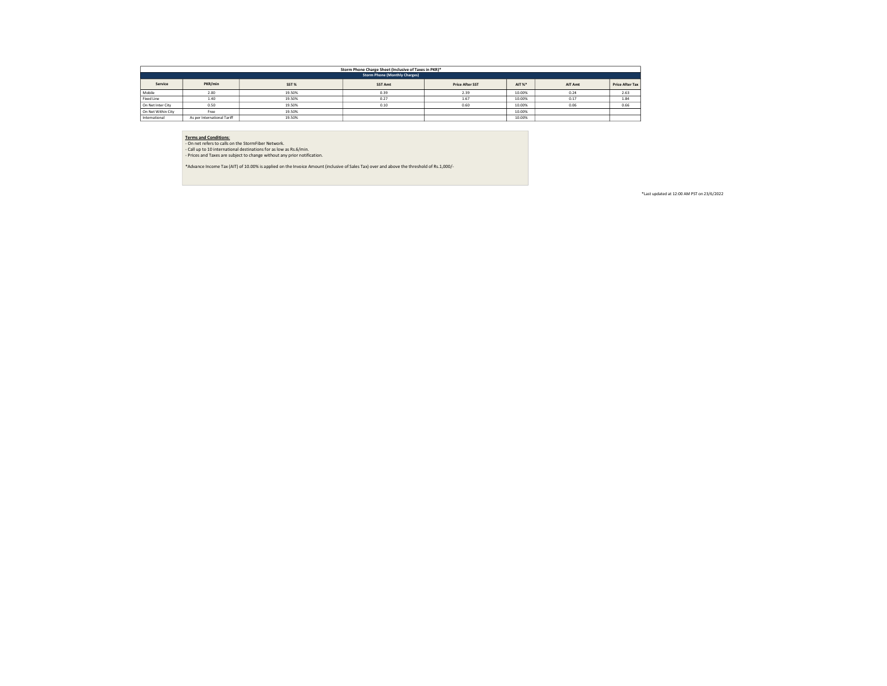| Storm Phone Charge Sheet (Inclusive of Taxes in PKR)* | | | | | | | |
|---|---|---|---|---|---|---|---|
| Storm Phone (Monthly Charges) | | | | | | | |
| Service | PKR/min | SST % | SST Amt | Price After SST | AIT %* | AIT Amt | Price After Tax |
| Mobile | 2.00 | 19.50% | 0.39 | 2.39 | 10.00% | 0.24 | 2.63 |
| Fixed Line | 1.40 | 19.50% | 0.27 | 1.67 | 10.00% | 0.17 | 1.84 |
| On Net Inter City | 0.50 | 19.50% | 0.10 | 0.60 | 10.00% | 0.06 | 0.66 |
| On Net Within City | Free | 19.50% | | | 10.00% | | |
| International | As per International Tariff | 19.50% | | | 10.00% | | |

**Terms and Conditions:**

- On net refers to calls on the StormFiber Network.
- Call up to 10 international destinations for as low as Rs.6/min.
- Prices and Taxes are subject to change without any prior notification.

*Advance Income Tax (AIT) of 10.00% is applied on the Invoice Amount (inclusive of Sales Tax) over and above the threshold of Rs.1,000/-

*Last updated at 12:00 AM PST on 23/6/2022